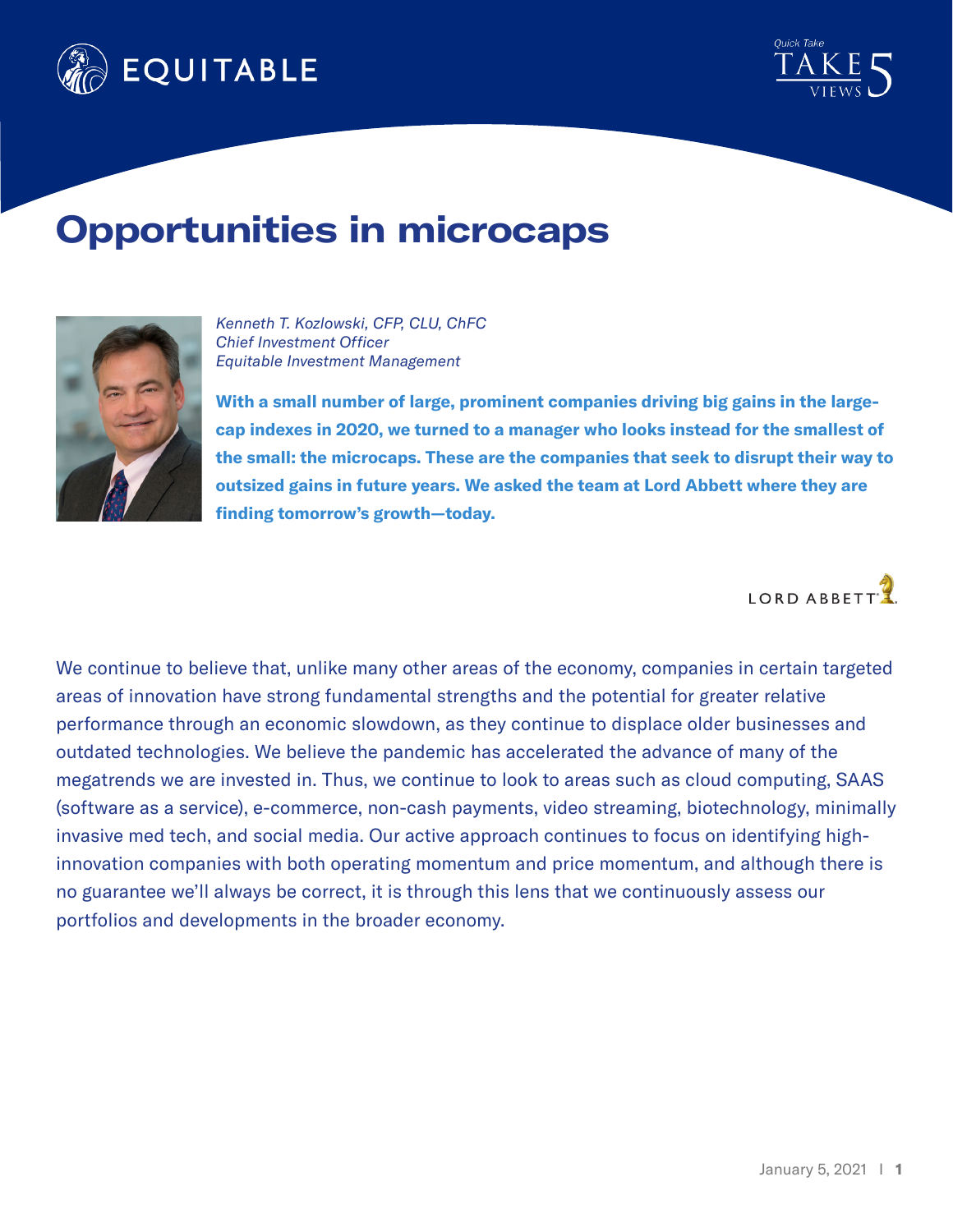# Opportunities in microcaps

*Kenneth T. Kozlowski, CFP, CLU, ChFC*
*Chief Investment Officer*
*Equitable Investment Management*

**With a small number of large, prominent companies driving big gains in the large-cap indexes in 2020, we turned to a manager who looks instead for the smallest of the small: the microcaps. These are the companies that seek to disrupt their way to outsized gains in future years. We asked the team at Lord Abbett where they are finding tomorrow's growth—today.**

LORD ABBETT

We continue to believe that, unlike many other areas of the economy, companies in certain targeted areas of innovation have strong fundamental strengths and the potential for greater relative performance through an economic slowdown, as they continue to displace older businesses and outdated technologies. We believe the pandemic has accelerated the advance of many of the megatrends we are invested in. Thus, we continue to look to areas such as cloud computing, SAAS (software as a service), e-commerce, non-cash payments, video streaming, biotechnology, minimally invasive med tech, and social media. Our active approach continues to focus on identifying high-innovation companies with both operating momentum and price momentum, and although there is no guarantee we'll always be correct, it is through this lens that we continuously assess our portfolios and developments in the broader economy.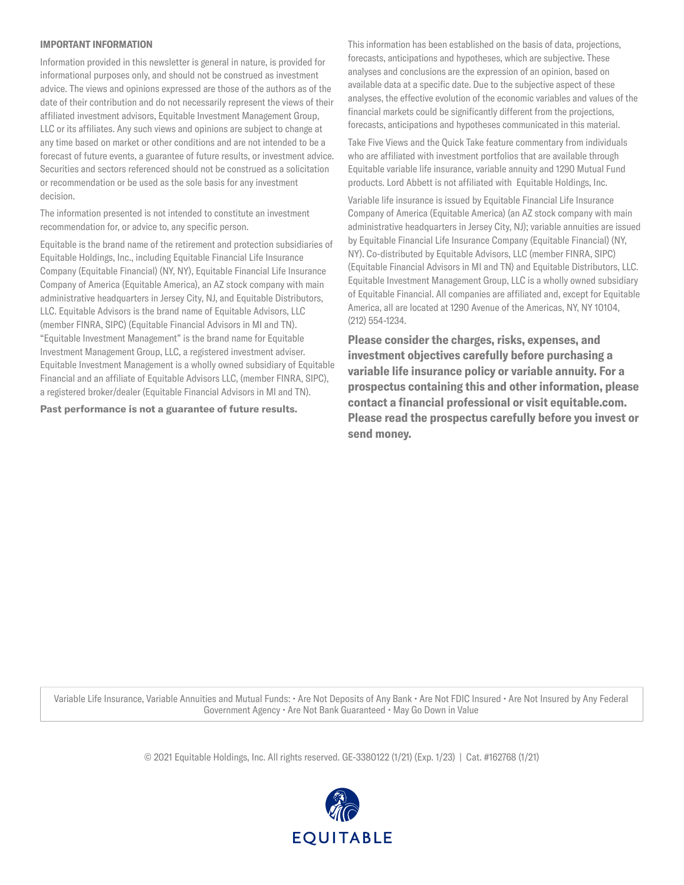**IMPORTANT INFORMATION**

Information provided in this newsletter is general in nature, is provided for informational purposes only, and should not be construed as investment advice. The views and opinions expressed are those of the authors as of the date of their contribution and do not necessarily represent the views of their affiliated investment advisors, Equitable Investment Management Group, LLC or its affiliates. Any such views and opinions are subject to change at any time based on market or other conditions and are not intended to be a forecast of future events, a guarantee of future results, or investment advice. Securities and sectors referenced should not be construed as a solicitation or recommendation or be used as the sole basis for any investment decision.

The information presented is not intended to constitute an investment recommendation for, or advice to, any specific person.

Equitable is the brand name of the retirement and protection subsidiaries of Equitable Holdings, Inc., including Equitable Financial Life Insurance Company (Equitable Financial) (NY, NY), Equitable Financial Life Insurance Company of America (Equitable America), an AZ stock company with main administrative headquarters in Jersey City, NJ, and Equitable Distributors, LLC. Equitable Advisors is the brand name of Equitable Advisors, LLC (member FINRA, SIPC) (Equitable Financial Advisors in MI and TN). "Equitable Investment Management" is the brand name for Equitable Investment Management Group, LLC, a registered investment adviser. Equitable Investment Management is a wholly owned subsidiary of Equitable Financial and an affiliate of Equitable Advisors LLC, (member FINRA, SIPC), a registered broker/dealer (Equitable Financial Advisors in MI and TN).

**Past performance is not a guarantee of future results.**

This information has been established on the basis of data, projections, forecasts, anticipations and hypotheses, which are subjective. These analyses and conclusions are the expression of an opinion, based on available data at a specific date. Due to the subjective aspect of these analyses, the effective evolution of the economic variables and values of the financial markets could be significantly different from the projections, forecasts, anticipations and hypotheses communicated in this material.

Take Five Views and the Quick Take feature commentary from individuals who are affiliated with investment portfolios that are available through Equitable variable life insurance, variable annuity and 1290 Mutual Fund products. Lord Abbett is not affiliated with Equitable Holdings, Inc.

Variable life insurance is issued by Equitable Financial Life Insurance Company of America (Equitable America) (an AZ stock company with main administrative headquarters in Jersey City, NJ); variable annuities are issued by Equitable Financial Life Insurance Company (Equitable Financial) (NY, NY). Co-distributed by Equitable Advisors, LLC (member FINRA, SIPC) (Equitable Financial Advisors in MI and TN) and Equitable Distributors, LLC. Equitable Investment Management Group, LLC is a wholly owned subsidiary of Equitable Financial. All companies are affiliated and, except for Equitable America, all are located at 1290 Avenue of the Americas, NY, NY 10104, (212) 554-1234.

**Please consider the charges, risks, expenses, and investment objectives carefully before purchasing a variable life insurance policy or variable annuity. For a prospectus containing this and other information, please contact a financial professional or visit equitable.com. Please read the prospectus carefully before you invest or send money.**

Variable Life Insurance, Variable Annuities and Mutual Funds: • Are Not Deposits of Any Bank • Are Not FDIC Insured • Are Not Insured by Any Federal Government Agency • Are Not Bank Guaranteed • May Go Down in Value

© 2021 Equitable Holdings, Inc. All rights reserved. GE-3380122 (1/21) (Exp. 1/23) | Cat. #162768 (1/21)

EQUITABLE